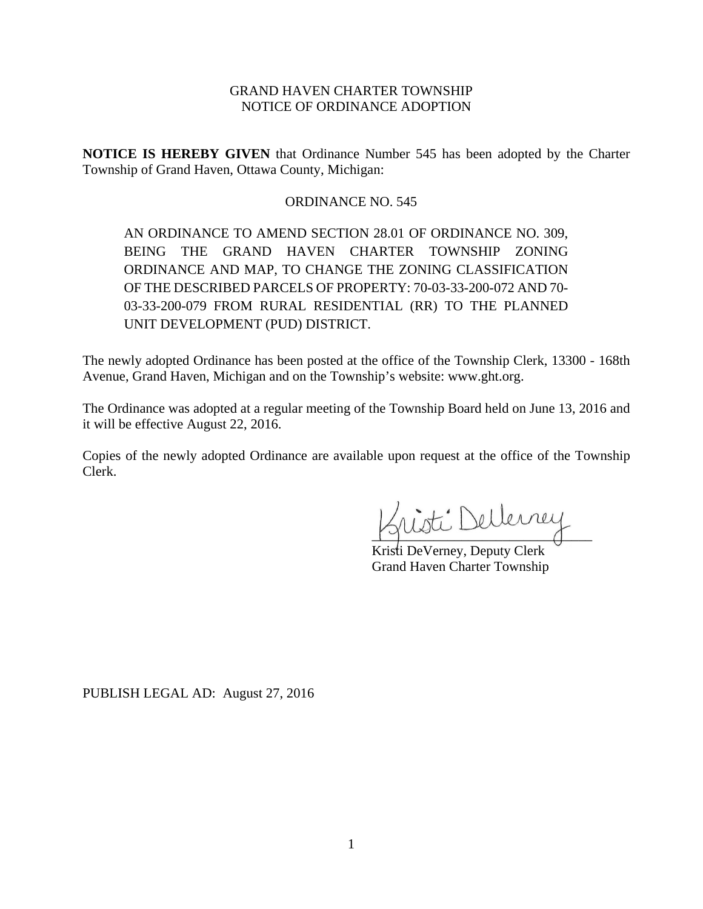GRAND HAVEN CHARTER TOWNSHIP
NOTICE OF ORDINANCE ADOPTION

**NOTICE IS HEREBY GIVEN** that Ordinance Number 545 has been adopted by the Charter Township of Grand Haven, Ottawa County, Michigan:

ORDINANCE NO. 545

AN ORDINANCE TO AMEND SECTION 28.01 OF ORDINANCE NO. 309, BEING THE GRAND HAVEN CHARTER TOWNSHIP ZONING ORDINANCE AND MAP, TO CHANGE THE ZONING CLASSIFICATION OF THE DESCRIBED PARCELS OF PROPERTY: 70-03-33-200-072 AND 70-03-33-200-079 FROM RURAL RESIDENTIAL (RR) TO THE PLANNED UNIT DEVELOPMENT (PUD) DISTRICT.

The newly adopted Ordinance has been posted at the office of the Township Clerk, 13300 - 168th Avenue, Grand Haven, Michigan and on the Township's website: www.ght.org.

The Ordinance was adopted at a regular meeting of the Township Board held on June 13, 2016 and it will be effective August 22, 2016.

Copies of the newly adopted Ordinance are available upon request at the office of the Township Clerk.

Kristi DeVerney
Kristi DeVerney, Deputy Clerk
Grand Haven Charter Township

PUBLISH LEGAL AD: August 27, 2016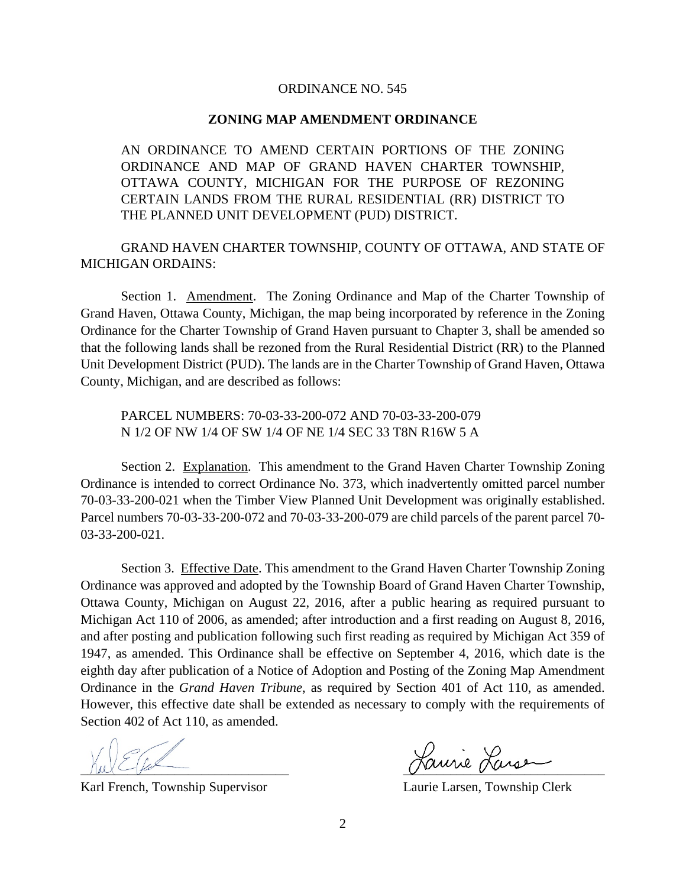ORDINANCE NO. 545

**ZONING MAP AMENDMENT ORDINANCE**

AN ORDINANCE TO AMEND CERTAIN PORTIONS OF THE ZONING ORDINANCE AND MAP OF GRAND HAVEN CHARTER TOWNSHIP, OTTAWA COUNTY, MICHIGAN FOR THE PURPOSE OF REZONING CERTAIN LANDS FROM THE RURAL RESIDENTIAL (RR) DISTRICT TO THE PLANNED UNIT DEVELOPMENT (PUD) DISTRICT.

GRAND HAVEN CHARTER TOWNSHIP, COUNTY OF OTTAWA, AND STATE OF MICHIGAN ORDAINS:

Section 1. Amendment. The Zoning Ordinance and Map of the Charter Township of Grand Haven, Ottawa County, Michigan, the map being incorporated by reference in the Zoning Ordinance for the Charter Township of Grand Haven pursuant to Chapter 3, shall be amended so that the following lands shall be rezoned from the Rural Residential District (RR) to the Planned Unit Development District (PUD). The lands are in the Charter Township of Grand Haven, Ottawa County, Michigan, and are described as follows:

PARCEL NUMBERS: 70-03-33-200-072 AND 70-03-33-200-079
N 1/2 OF NW 1/4 OF SW 1/4 OF NE 1/4 SEC 33 T8N R16W 5 A

Section 2. Explanation. This amendment to the Grand Haven Charter Township Zoning Ordinance is intended to correct Ordinance No. 373, which inadvertently omitted parcel number 70-03-33-200-021 when the Timber View Planned Unit Development was originally established. Parcel numbers 70-03-33-200-072 and 70-03-33-200-079 are child parcels of the parent parcel 70-03-33-200-021.

Section 3. Effective Date. This amendment to the Grand Haven Charter Township Zoning Ordinance was approved and adopted by the Township Board of Grand Haven Charter Township, Ottawa County, Michigan on August 22, 2016, after a public hearing as required pursuant to Michigan Act 110 of 2006, as amended; after introduction and a first reading on August 8, 2016, and after posting and publication following such first reading as required by Michigan Act 359 of 1947, as amended. This Ordinance shall be effective on September 4, 2016, which date is the eighth day after publication of a Notice of Adoption and Posting of the Zoning Map Amendment Ordinance in the *Grand Haven Tribune*, as required by Section 401 of Act 110, as amended. However, this effective date shall be extended as necessary to comply with the requirements of Section 402 of Act 110, as amended.

Karl French, Township Supervisor

Laurie Larsen, Township Clerk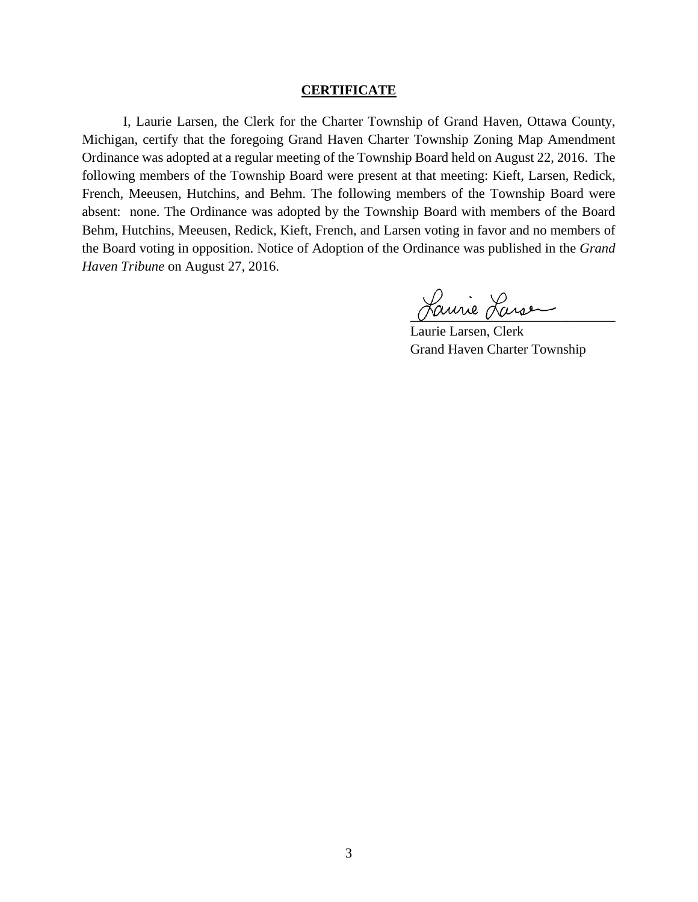**CERTIFICATE**

I, Laurie Larsen, the Clerk for the Charter Township of Grand Haven, Ottawa County, Michigan, certify that the foregoing Grand Haven Charter Township Zoning Map Amendment Ordinance was adopted at a regular meeting of the Township Board held on August 22, 2016. The following members of the Township Board were present at that meeting: Kieft, Larsen, Redick, French, Meeusen, Hutchins, and Behm. The following members of the Township Board were absent: none. The Ordinance was adopted by the Township Board with members of the Board Behm, Hutchins, Meeusen, Redick, Kieft, French, and Larsen voting in favor and no members of the Board voting in opposition. Notice of Adoption of the Ordinance was published in the *Grand Haven Tribune* on August 27, 2016.

Laurie Larsen

Laurie Larsen, Clerk
Grand Haven Charter Township